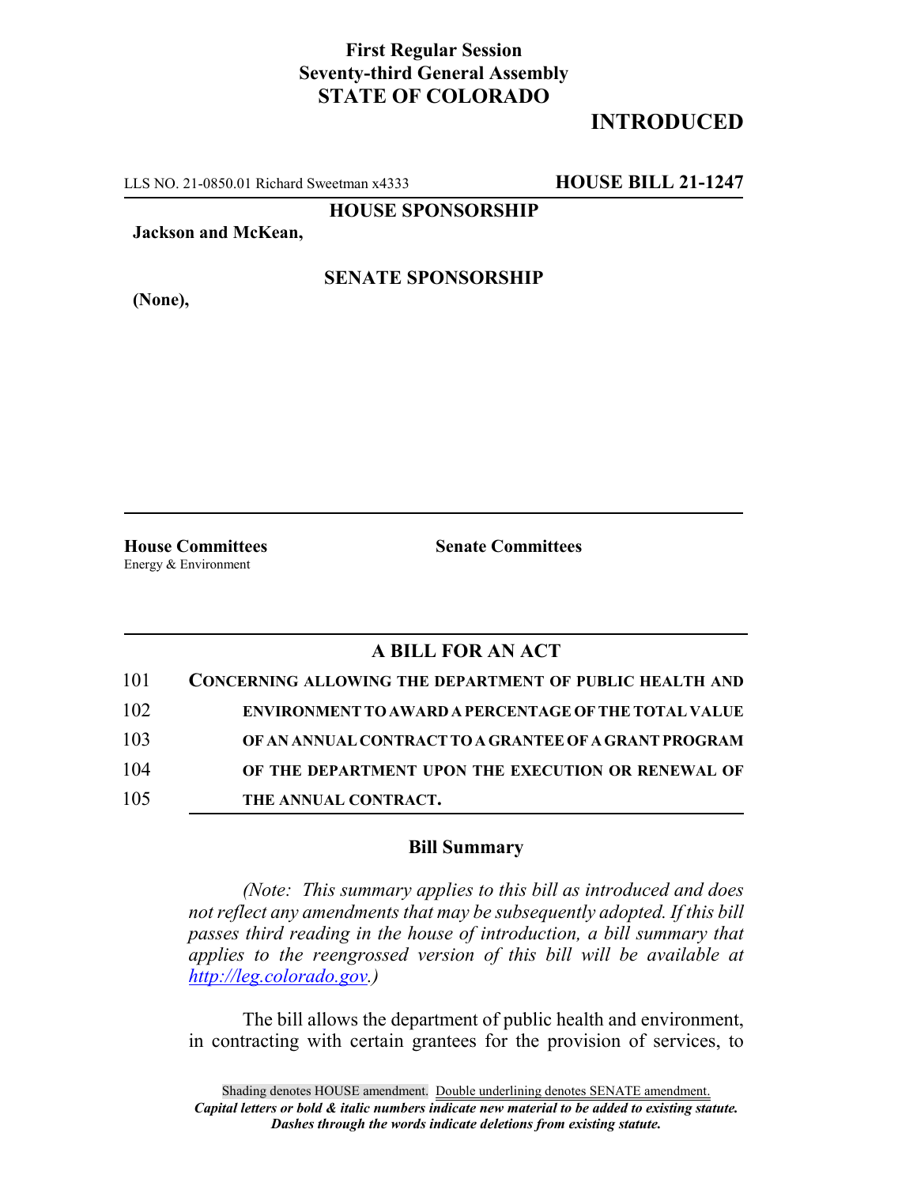**First Regular Session**
**Seventy-third General Assembly**
**STATE OF COLORADO**

# INTRODUCTED

LLS NO. 21-0850.01 Richard Sweetman x4333 **HOUSE BILL 21-1247**

**HOUSE SPONSORSHIP**

**Jackson and McKean,**

**SENATE SPONSORSHIP**

**(None),**

**House Committees**
Energy & Environment

**Senate Committees**

## A BILL FOR AN ACT

101 **CONCERNING ALLOWING THE DEPARTMENT OF PUBLIC HEALTH AND**
102 **ENVIRONMENT TO AWARD A PERCENTAGE OF THE TOTAL VALUE**
103 **OF AN ANNUAL CONTRACT TO A GRANTEE OF A GRANT PROGRAM**
104 **OF THE DEPARTMENT UPON THE EXECUTION OR RENEWAL OF**
105 **THE ANNUAL CONTRACT.**

### Bill Summary

*(Note: This summary applies to this bill as introduced and does not reflect any amendments that may be subsequently adopted. If this bill passes third reading in the house of introduction, a bill summary that applies to the reengrossed version of this bill will be available at http://leg.colorado.gov.)*

The bill allows the department of public health and environment, in contracting with certain grantees for the provision of services, to

Shading denotes HOUSE amendment. Double underlining denotes SENATE amendment.
*Capital letters or bold & italic numbers indicate new material to be added to existing statute.*
*Dashes through the words indicate deletions from existing statute.*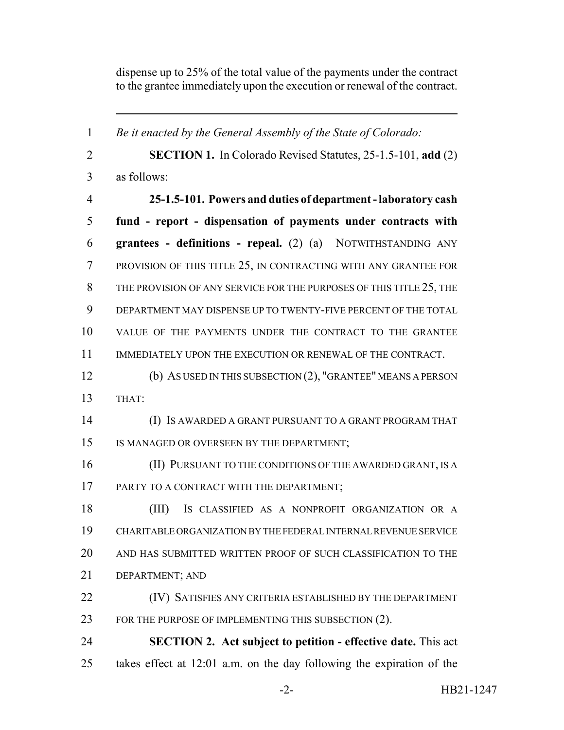dispense up to 25% of the total value of the payments under the contract to the grantee immediately upon the execution or renewal of the contract.

---

*Be it enacted by the General Assembly of the State of Colorado:*

**SECTION 1.** In Colorado Revised Statutes, 25-1.5-101, **add** (2) as follows:

**25-1.5-101. Powers and duties of department - laboratory cash fund - report - dispensation of payments under contracts with grantees - definitions - repeal.** (2) (a) NOTWITHSTANDING ANY PROVISION OF THIS TITLE 25, IN CONTRACTING WITH ANY GRANTEE FOR THE PROVISION OF ANY SERVICE FOR THE PURPOSES OF THIS TITLE 25, THE DEPARTMENT MAY DISPENSE UP TO TWENTY-FIVE PERCENT OF THE TOTAL VALUE OF THE PAYMENTS UNDER THE CONTRACT TO THE GRANTEE IMMEDIATELY UPON THE EXECUTION OR RENEWAL OF THE CONTRACT.

(b) AS USED IN THIS SUBSECTION (2), "GRANTEE" MEANS A PERSON THAT:

(I) IS AWARDED A GRANT PURSUANT TO A GRANT PROGRAM THAT IS MANAGED OR OVERSEEN BY THE DEPARTMENT;

(II) PURSUANT TO THE CONDITIONS OF THE AWARDED GRANT, IS A PARTY TO A CONTRACT WITH THE DEPARTMENT;

(III) IS CLASSIFIED AS A NONPROFIT ORGANIZATION OR A CHARITABLE ORGANIZATION BY THE FEDERAL INTERNAL REVENUE SERVICE AND HAS SUBMITTED WRITTEN PROOF OF SUCH CLASSIFICATION TO THE DEPARTMENT; AND

(IV) SATISFIES ANY CRITERIA ESTABLISHED BY THE DEPARTMENT FOR THE PURPOSE OF IMPLEMENTING THIS SUBSECTION (2).

**SECTION 2. Act subject to petition - effective date.** This act takes effect at 12:01 a.m. on the day following the expiration of the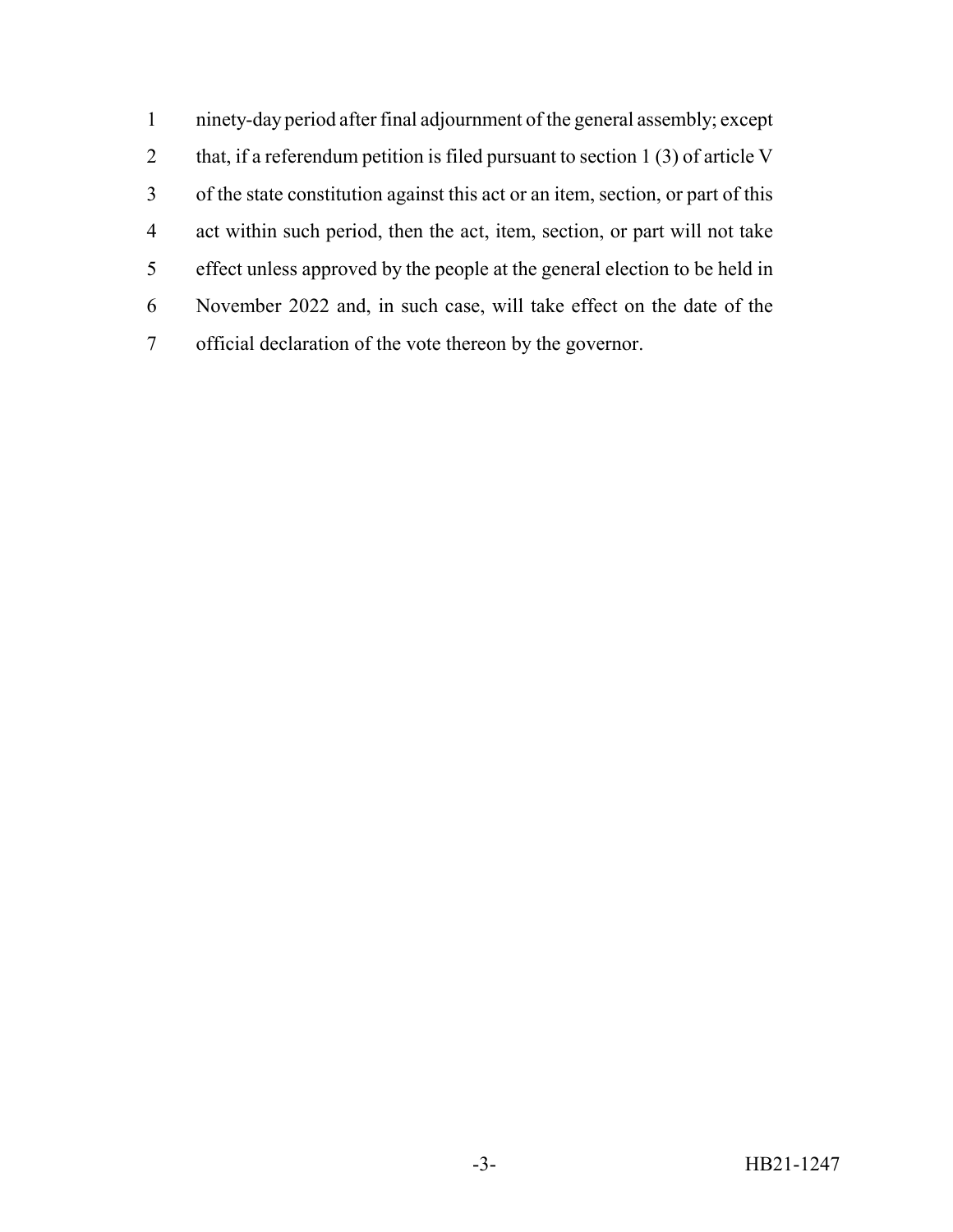ninety-day period after final adjournment of the general assembly; except that, if a referendum petition is filed pursuant to section 1 (3) of article V of the state constitution against this act or an item, section, or part of this act within such period, then the act, item, section, or part will not take effect unless approved by the people at the general election to be held in November 2022 and, in such case, will take effect on the date of the official declaration of the vote thereon by the governor.